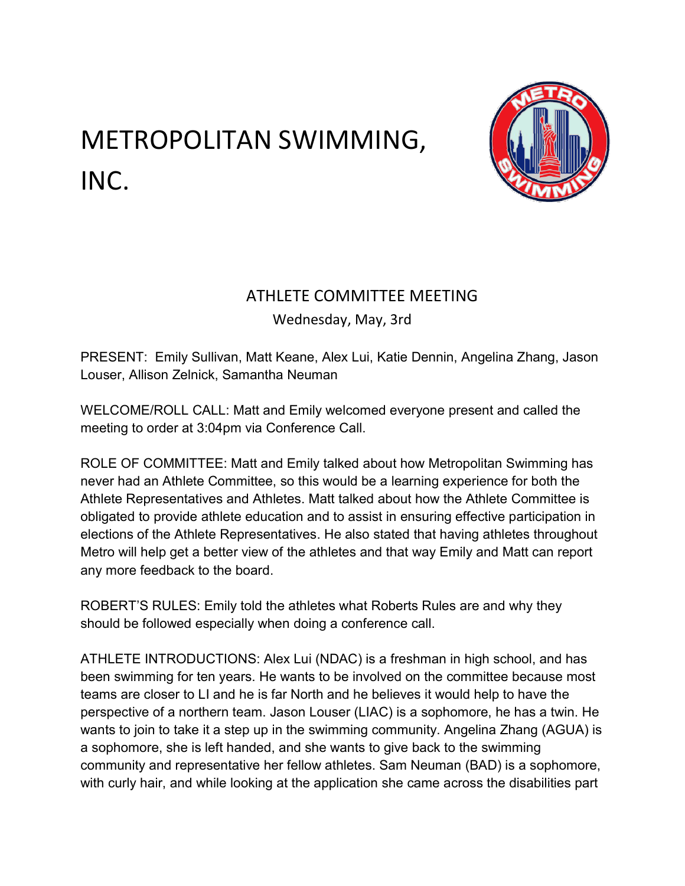# METROPOLITAN SWIMMING, INC.

## ATHLETE COMMITTEE MEETING

Wednesday, May, 3rd

PRESENT: Emily Sullivan, Matt Keane, Alex Lui, Katie Dennin, Angelina Zhang, Jason Louser, Allison Zelnick, Samantha Neuman

WELCOME/ROLL CALL: Matt and Emily welcomed everyone present and called the meeting to order at 3:04pm via Conference Call.

ROLE OF COMMITTEE: Matt and Emily talked about how Metropolitan Swimming has never had an Athlete Committee, so this would be a learning experience for both the Athlete Representatives and Athletes. Matt talked about how the Athlete Committee is obligated to provide athlete education and to assist in ensuring effective participation in elections of the Athlete Representatives. He also stated that having athletes throughout Metro will help get a better view of the athletes and that way Emily and Matt can report any more feedback to the board.

ROBERT'S RULES: Emily told the athletes what Roberts Rules are and why they should be followed especially when doing a conference call.

ATHLETE INTRODUCTIONS: Alex Lui (NDAC) is a freshman in high school, and has been swimming for ten years. He wants to be involved on the committee because most teams are closer to LI and he is far North and he believes it would help to have the perspective of a northern team. Jason Louser (LIAC) is a sophomore, he has a twin. He wants to join to take it a step up in the swimming community. Angelina Zhang (AGUA) is a sophomore, she is left handed, and she wants to give back to the swimming community and representative her fellow athletes. Sam Neuman (BAD) is a sophomore, with curly hair, and while looking at the application she came across the disabilities part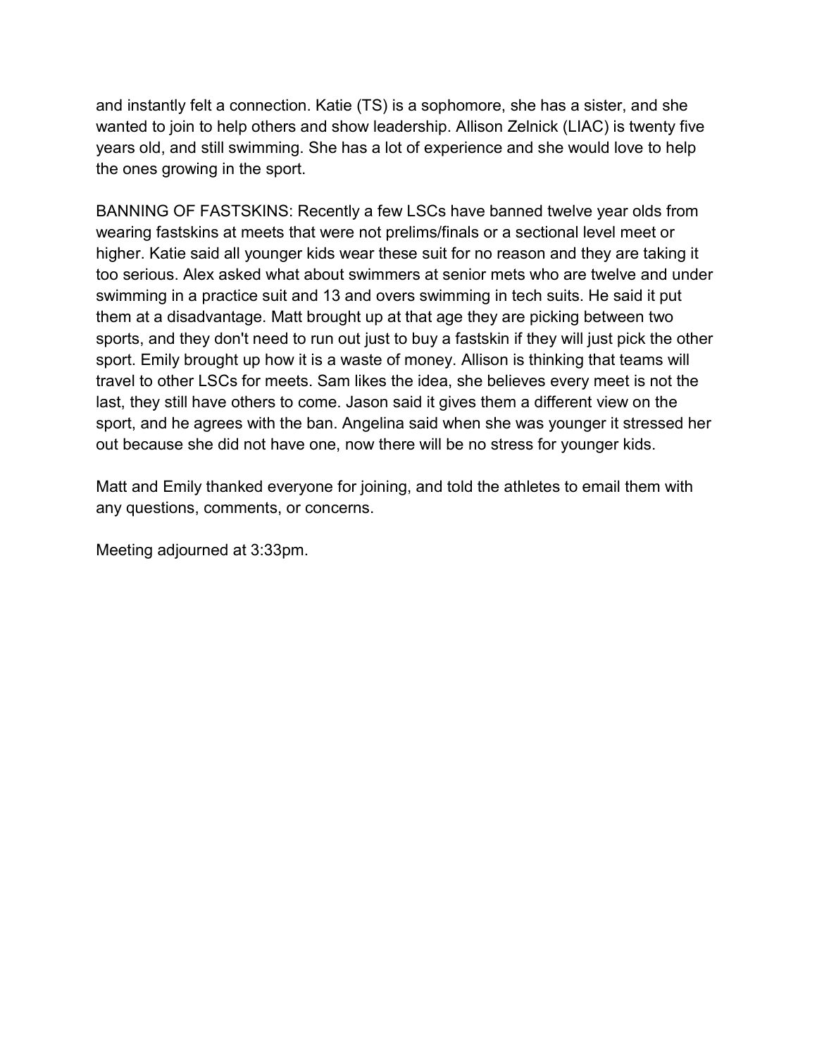and instantly felt a connection. Katie (TS) is a sophomore, she has a sister, and she wanted to join to help others and show leadership. Allison Zelnick (LIAC) is twenty five years old, and still swimming. She has a lot of experience and she would love to help the ones growing in the sport.

BANNING OF FASTSKINS: Recently a few LSCs have banned twelve year olds from wearing fastskins at meets that were not prelims/finals or a sectional level meet or higher. Katie said all younger kids wear these suit for no reason and they are taking it too serious. Alex asked what about swimmers at senior mets who are twelve and under swimming in a practice suit and 13 and overs swimming in tech suits. He said it put them at a disadvantage. Matt brought up at that age they are picking between two sports, and they don't need to run out just to buy a fastskin if they will just pick the other sport. Emily brought up how it is a waste of money. Allison is thinking that teams will travel to other LSCs for meets. Sam likes the idea, she believes every meet is not the last, they still have others to come. Jason said it gives them a different view on the sport, and he agrees with the ban. Angelina said when she was younger it stressed her out because she did not have one, now there will be no stress for younger kids.

Matt and Emily thanked everyone for joining, and told the athletes to email them with any questions, comments, or concerns.

Meeting adjourned at 3:33pm.